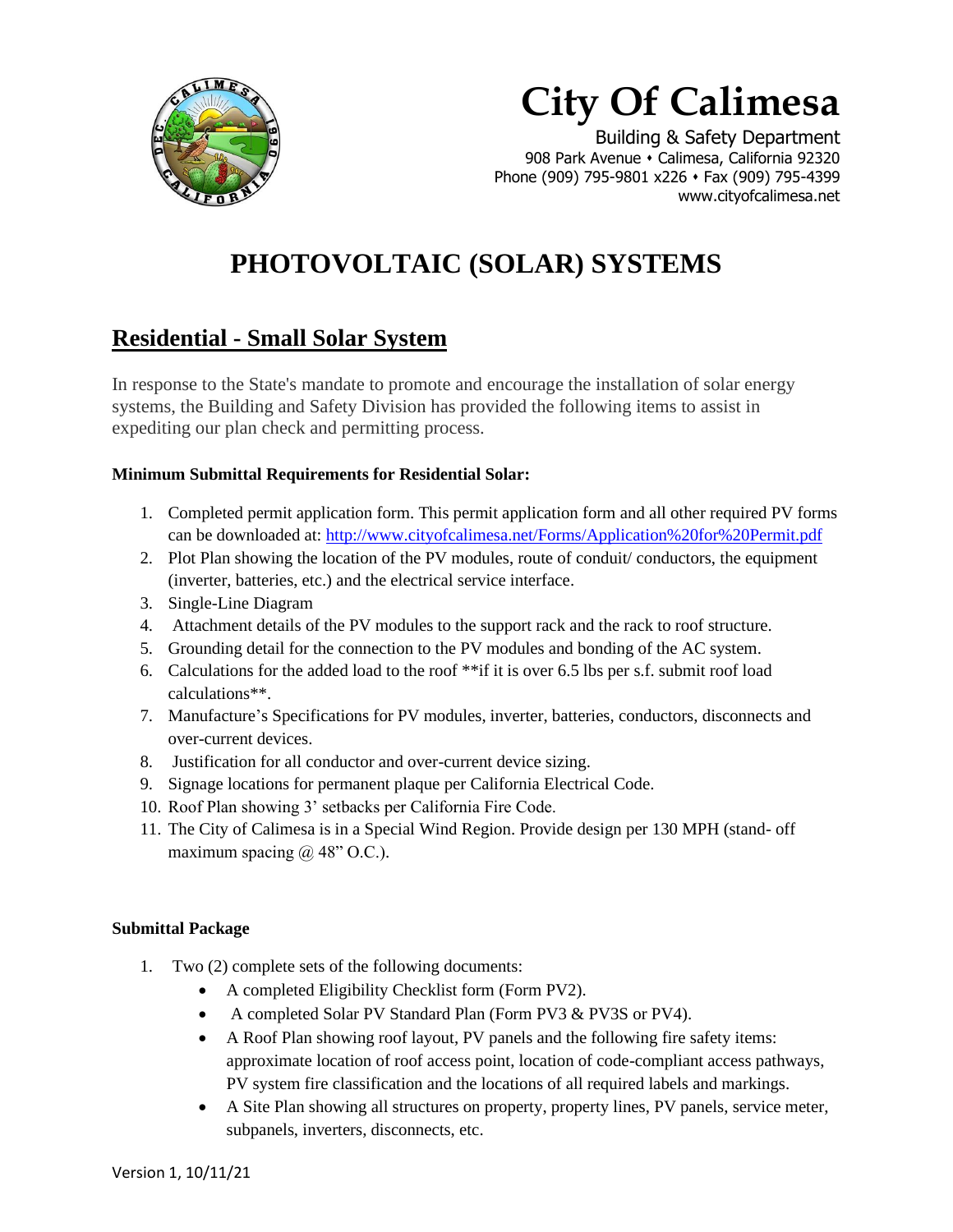# City Of Calimesa

Building & Safety Department
908 Park Avenue • Calimesa, California 92320
Phone (909) 795-9801 x226 • Fax (909) 795-4399
www.cityofcalimesa.net

# PHOTOVOLTAIC (SOLAR) SYSTEMS

## Residential - Small Solar System

In response to the State's mandate to promote and encourage the installation of solar energy systems, the Building and Safety Division has provided the following items to assist in expediting our plan check and permitting process.

**Minimum Submittal Requirements for Residential Solar:**

1. Completed permit application form. This permit application form and all other required PV forms can be downloaded at: http://www.cityofcalimesa.net/Forms/Application%20for%20Permit.pdf
2. Plot Plan showing the location of the PV modules, route of conduit/ conductors, the equipment (inverter, batteries, etc.) and the electrical service interface.
3. Single-Line Diagram
4. Attachment details of the PV modules to the support rack and the rack to roof structure.
5. Grounding detail for the connection to the PV modules and bonding of the AC system.
6. Calculations for the added load to the roof **if it is over 6.5 lbs per s.f. submit roof load calculations**.
7. Manufacture's Specifications for PV modules, inverter, batteries, conductors, disconnects and over-current devices.
8. Justification for all conductor and over-current device sizing.
9. Signage locations for permanent plaque per California Electrical Code.
10. Roof Plan showing 3' setbacks per California Fire Code.
11. The City of Calimesa is in a Special Wind Region. Provide design per 130 MPH (stand- off maximum spacing @ 48" O.C.).

**Submittal Package**

1. Two (2) complete sets of the following documents:
   - A completed Eligibility Checklist form (Form PV2).
   - A completed Solar PV Standard Plan (Form PV3 & PV3S or PV4).
   - A Roof Plan showing roof layout, PV panels and the following fire safety items: approximate location of roof access point, location of code-compliant access pathways, PV system fire classification and the locations of all required labels and markings.
   - A Site Plan showing all structures on property, property lines, PV panels, service meter, subpanels, inverters, disconnects, etc.

Version 1, 10/11/21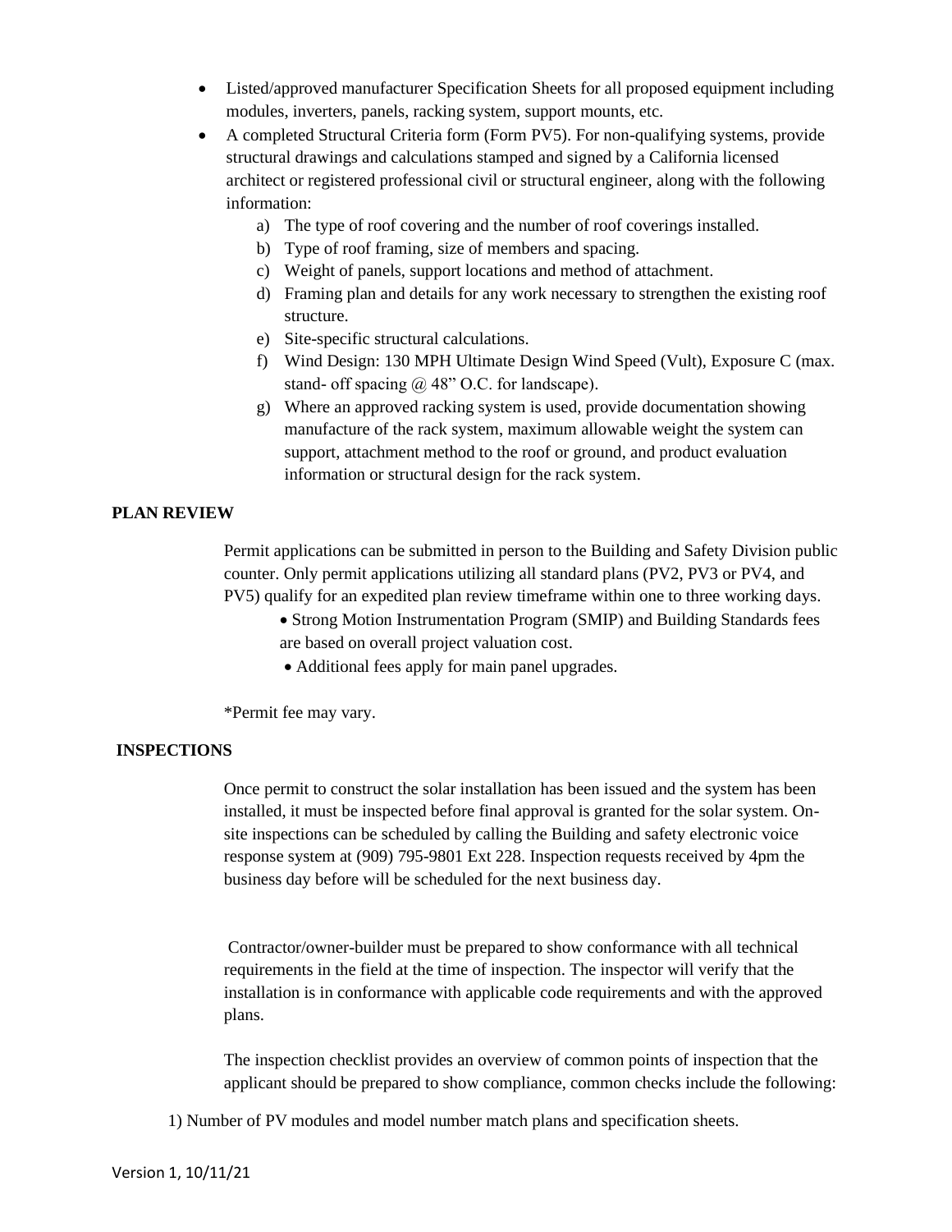- Listed/approved manufacturer Specification Sheets for all proposed equipment including modules, inverters, panels, racking system, support mounts, etc.
- A completed Structural Criteria form (Form PV5). For non-qualifying systems, provide structural drawings and calculations stamped and signed by a California licensed architect or registered professional civil or structural engineer, along with the following information:
  a) The type of roof covering and the number of roof coverings installed.
  b) Type of roof framing, size of members and spacing.
  c) Weight of panels, support locations and method of attachment.
  d) Framing plan and details for any work necessary to strengthen the existing roof structure.
  e) Site-specific structural calculations.
  f) Wind Design: 130 MPH Ultimate Design Wind Speed (Vult), Exposure C (max. stand- off spacing @ 48" O.C. for landscape).
  g) Where an approved racking system is used, provide documentation showing manufacture of the rack system, maximum allowable weight the system can support, attachment method to the roof or ground, and product evaluation information or structural design for the rack system.

**PLAN REVIEW**

Permit applications can be submitted in person to the Building and Safety Division public counter. Only permit applications utilizing all standard plans (PV2, PV3 or PV4, and PV5) qualify for an expedited plan review timeframe within one to three working days.

- Strong Motion Instrumentation Program (SMIP) and Building Standards fees are based on overall project valuation cost.
- Additional fees apply for main panel upgrades.

*Permit fee may vary.

**INSPECTIONS**

Once permit to construct the solar installation has been issued and the system has been installed, it must be inspected before final approval is granted for the solar system. On-site inspections can be scheduled by calling the Building and safety electronic voice response system at (909) 795-9801 Ext 228. Inspection requests received by 4pm the business day before will be scheduled for the next business day.

Contractor/owner-builder must be prepared to show conformance with all technical requirements in the field at the time of inspection. The inspector will verify that the installation is in conformance with applicable code requirements and with the approved plans.

The inspection checklist provides an overview of common points of inspection that the applicant should be prepared to show compliance, common checks include the following:

1) Number of PV modules and model number match plans and specification sheets.

Version 1, 10/11/21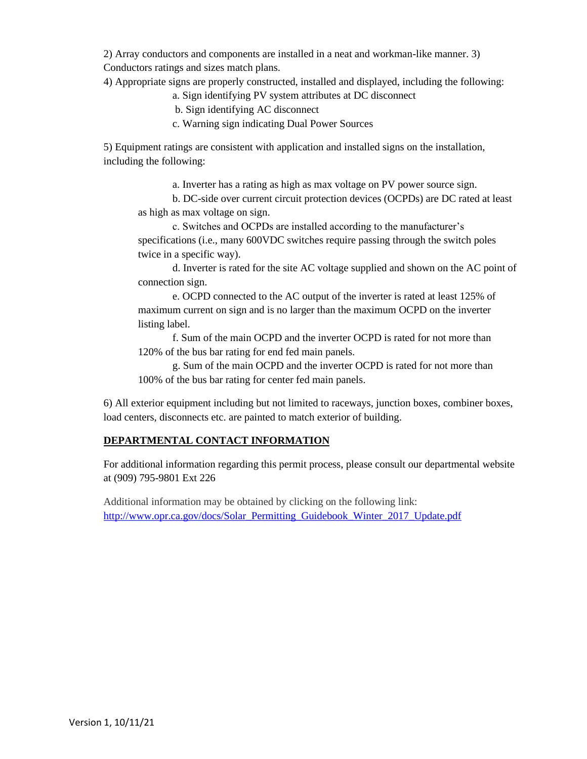2) Array conductors and components are installed in a neat and workman-like manner. 3) Conductors ratings and sizes match plans.

4) Appropriate signs are properly constructed, installed and displayed, including the following:

a. Sign identifying PV system attributes at DC disconnect

b. Sign identifying AC disconnect

c. Warning sign indicating Dual Power Sources

5) Equipment ratings are consistent with application and installed signs on the installation, including the following:

a. Inverter has a rating as high as max voltage on PV power source sign.

b. DC-side over current circuit protection devices (OCPDs) are DC rated at least as high as max voltage on sign.

c. Switches and OCPDs are installed according to the manufacturer's specifications (i.e., many 600VDC switches require passing through the switch poles twice in a specific way).

d. Inverter is rated for the site AC voltage supplied and shown on the AC point of connection sign.

e. OCPD connected to the AC output of the inverter is rated at least 125% of maximum current on sign and is no larger than the maximum OCPD on the inverter listing label.

f. Sum of the main OCPD and the inverter OCPD is rated for not more than 120% of the bus bar rating for end fed main panels.

g. Sum of the main OCPD and the inverter OCPD is rated for not more than 100% of the bus bar rating for center fed main panels.

6) All exterior equipment including but not limited to raceways, junction boxes, combiner boxes, load centers, disconnects etc. are painted to match exterior of building.

**DEPARTMENTAL CONTACT INFORMATION**

For additional information regarding this permit process, please consult our departmental website at (909) 795-9801 Ext 226

Additional information may be obtained by clicking on the following link:
[http://www.opr.ca.gov/docs/Solar_Permitting_Guidebook_Winter_2017_Update.pdf](http://www.opr.ca.gov/docs/Solar_Permitting_Guidebook_Winter_2017_Update.pdf)

Version 1, 10/11/21